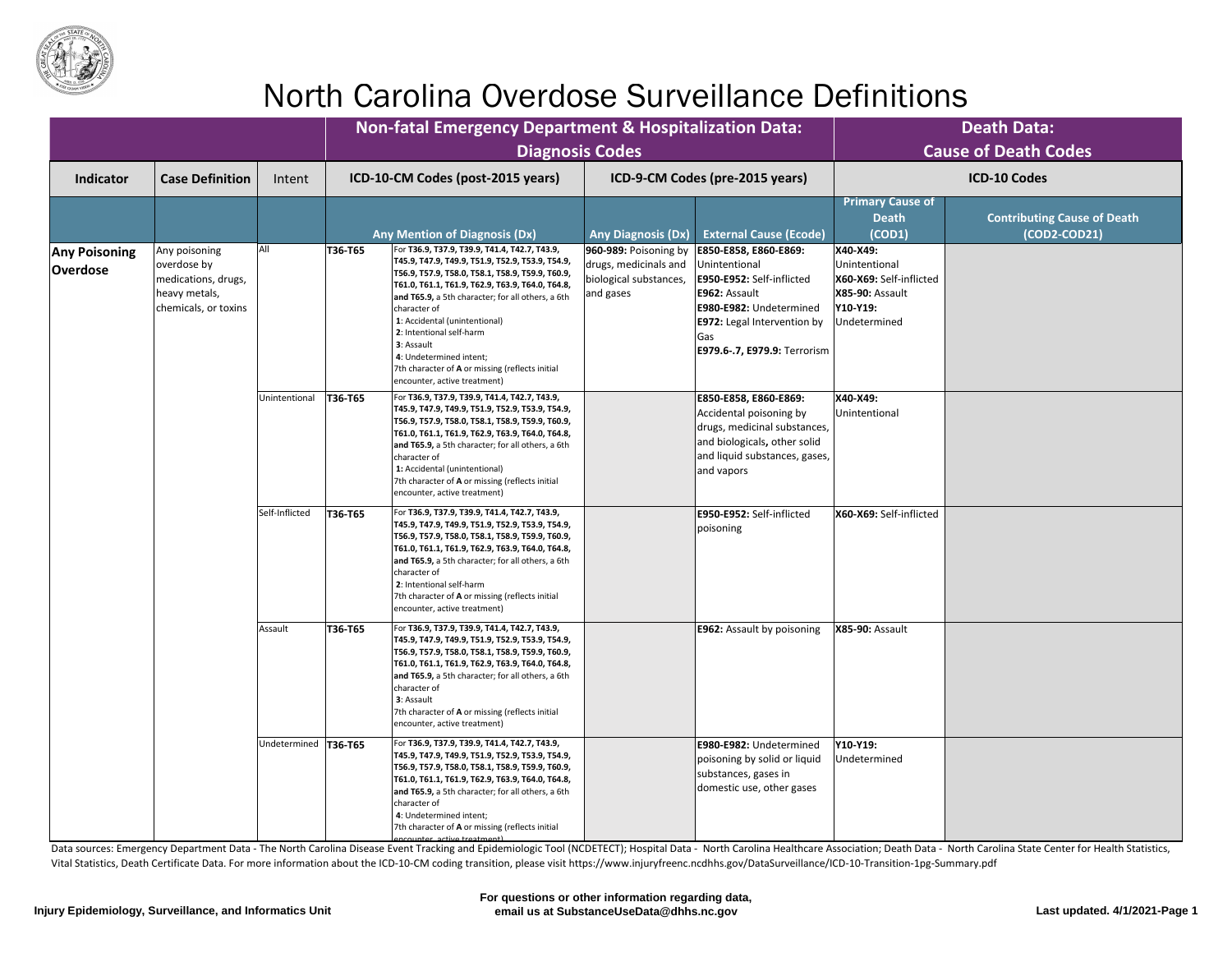# North Carolina Overdose Surveillance Definitions

| | | | Non-fatal Emergency Department & Hospitalization Data: Diagnosis Codes | | | | Death Data: Cause of Death Codes | |
|---|---|---|---|---|---|---|---|---|
| **Indicator** | **Case Definition** | **Intent** | **ICD-10-CM Codes (post-2015 years)** | | **ICD-9-CM Codes (pre-2015 years)** | | **ICD-10 Codes** | |
| | | | **Any Mention of Diagnosis (Dx)** | | **Any Diagnosis (Dx)** | **External Cause (Ecode)** | **Primary Cause of Death (COD1)** | **Contributing Cause of Death (COD2-COD21)** |
| **Any Poisoning Overdose** | Any poisoning overdose by medications, drugs, heavy metals, chemicals, or toxins | All | **T36-T65** | For **T36.9, T37.9, T39.9, T41.4, T42.7, T43.9, T45.9, T47.9, T49.9, T51.9, T52.9, T53.9, T54.9, T56.9, T57.9, T58.0, T58.1, T58.9, T59.9, T60.9, T61.0, T61.1, T61.9, T62.9, T63.9, T64.0, T64.8, and T65.9,** a 5th character; for all others, a 6th character of **1**: Accidental (unintentional) **2**: Intentional self-harm **3**: Assault **4**: Undetermined intent; 7th character of **A** or missing (reflects initial encounter, active treatment) | **960-989:** Poisoning by drugs, medicinals and biological substances, and gases | **E850-E858, E860-E869:** Unintentional **E950-E952:** Self-inflicted **E962:** Assault **E980-E982:** Undetermined **E972:** Legal Intervention by Gas **E979.6-.7, E979.9:** Terrorism | **X40-X49:** Unintentional **X60-X69:** Self-inflicted **X85-90:** Assault **Y10-Y19:** Undetermined | |
| | | Unintentional | **T36-T65** | For **T36.9, T37.9, T39.9, T41.4, T42.7, T43.9, T45.9, T47.9, T49.9, T51.9, T52.9, T53.9, T54.9, T56.9, T57.9, T58.0, T58.1, T58.9, T59.9, T60.9, T61.0, T61.1, T61.9, T62.9, T63.9, T64.0, T64.8, and T65.9,** a 5th character; for all others, a 6th character of **1:** Accidental (unintentional) 7th character of **A** or missing (reflects initial encounter, active treatment) | | **E850-E858, E860-E869:** Accidental poisoning by drugs, medicinal substances, and biologicals, other solid and liquid substances, gases, and vapors | **X40-X49:** Unintentional | |
| | | Self-Inflicted | **T36-T65** | For **T36.9, T37.9, T39.9, T41.4, T42.7, T43.9, T45.9, T47.9, T49.9, T51.9, T52.9, T53.9, T54.9, T56.9, T57.9, T58.0, T58.1, T58.9, T59.9, T60.9, T61.0, T61.1, T61.9, T62.9, T63.9, T64.0, T64.8, and T65.9,** a 5th character; for all others, a 6th character of **2**: Intentional self-harm 7th character of **A** or missing (reflects initial encounter, active treatment) | | **E950-E952:** Self-inflicted poisoning | **X60-X69:** Self-inflicted | |
| | | Assault | **T36-T65** | For **T36.9, T37.9, T39.9, T41.4, T42.7, T43.9, T45.9, T47.9, T49.9, T51.9, T52.9, T53.9, T54.9, T56.9, T57.9, T58.0, T58.1, T58.9, T59.9, T60.9, T61.0, T61.1, T61.9, T62.9, T63.9, T64.0, T64.8, and T65.9,** a 5th character; for all others, a 6th character of **3**: Assault 7th character of **A** or missing (reflects initial encounter, active treatment) | | **E962:** Assault by poisoning | **X85-90:** Assault | |
| | | Undetermined | **T36-T65** | For **T36.9, T37.9, T39.9, T41.4, T42.7, T43.9, T45.9, T47.9, T49.9, T51.9, T52.9, T53.9, T54.9, T56.9, T57.9, T58.0, T58.1, T58.9, T59.9, T60.9, T61.0, T61.1, T61.9, T62.9, T63.9, T64.0, T64.8, and T65.9,** a 5th character; for all others, a 6th character of **4**: Undetermined intent; 7th character of **A** or missing (reflects initial encounter, active treatment) | | **E980-E982:** Undetermined poisoning by solid or liquid substances, gases in domestic use, other gases | **Y10-Y19:** Undetermined | |

Data sources: Emergency Department Data - The North Carolina Disease Event Tracking and Epidemiologic Tool (NCDETECT); Hospital Data - North Carolina Healthcare Association; Death Data - North Carolina State Center for Health Statistics, Vital Statistics, Death Certificate Data. For more information about the ICD-10-CM coding transition, please visit https://www.injuryfreenc.ncdhhs.gov/DataSurveillance/ICD-10-Transition-1pg-Summary.pdf

**Injury Epidemiology, Surveillance, and Informatics Unit**

**For questions or other information regarding data, email us at SubstanceUseData@dhhs.nc.gov**

**Last updated. 4/1/2021**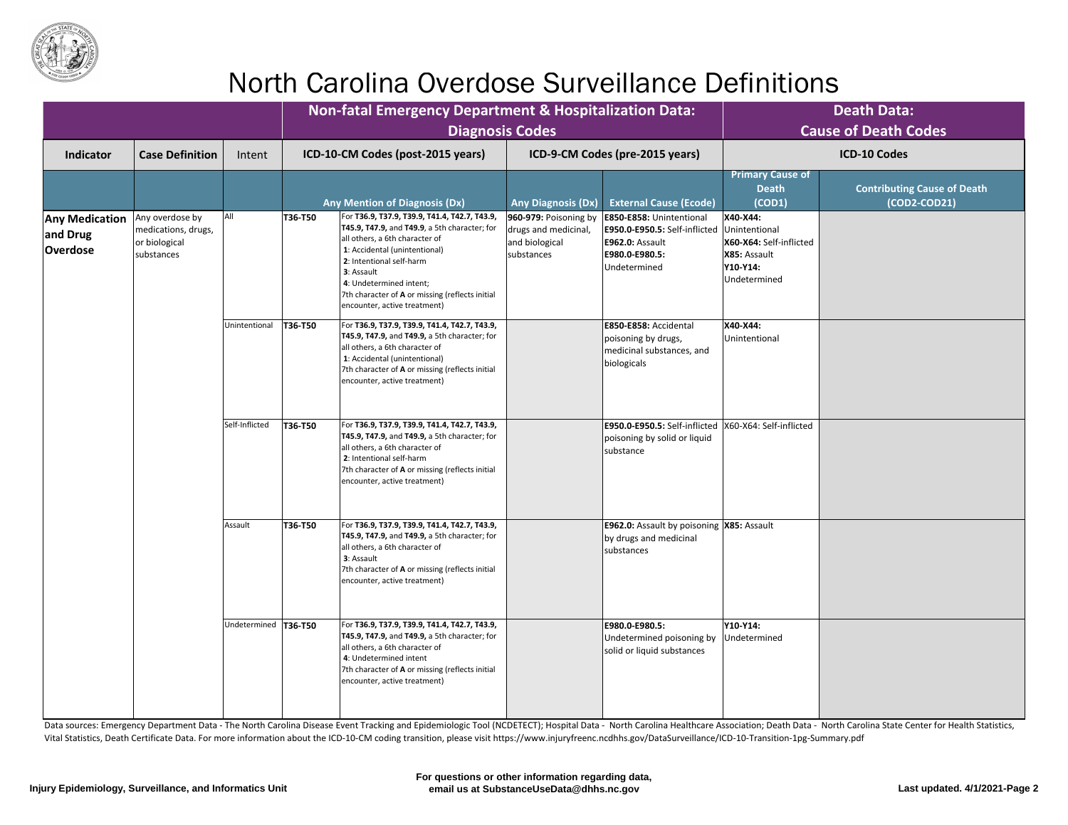# North Carolina Overdose Surveillance Definitions

| | | | Non-fatal Emergency Department & Hospitalization Data: Diagnosis Codes | | | | Death Data: Cause of Death Codes | |
|---|---|---|---|---|---|---|---|---|
| **Indicator** | **Case Definition** | **Intent** | **ICD-10-CM Codes (post-2015 years)** | | **ICD-9-CM Codes (pre-2015 years)** | | **ICD-10 Codes** | |
| | | | **Any Mention of Diagnosis (Dx)** | | **Any Diagnosis (Dx)** | **External Cause (Ecode)** | **Primary Cause of Death (COD1)** | **Contributing Cause of Death (COD2-COD21)** |
| **Any Medication and Drug Overdose** | Any overdose by medications, drugs, or biological substances | All | **T36-T50** | For **T36.9, T37.9, T39.9, T41.4, T42.7, T43.9, T45.9, T47.9**, and **T49.9**, a 5th character; for all others, a 6th character of **1**: Accidental (unintentional) **2**: Intentional self-harm **3**: Assault **4**: Undetermined intent; 7th character of **A** or missing (reflects initial encounter, active treatment) | **960-979:** Poisoning by drugs and medicinal, and biological substances | **E850-E858:** Unintentional **E950.0-E950.5:** Self-inflicted **E962.0:** Assault **E980.0-E980.5:** Undetermined | **X40-X44:** Unintentional **X60-X64:** Self-inflicted **X85:** Assault **Y10-Y14:** Undetermined | |
| | | Unintentional | **T36-T50** | For **T36.9, T37.9, T39.9, T41.4, T42.7, T43.9, T45.9, T47.9**, and **T49.9**, a 5th character; for all others, a 6th character of **1**: Accidental (unintentional) 7th character of **A** or missing (reflects initial encounter, active treatment) | | **E850-E858:** Accidental poisoning by drugs, medicinal substances, and biologicals | **X40-X44:** Unintentional | |
| | | Self-Inflicted | **T36-T50** | For **T36.9, T37.9, T39.9, T41.4, T42.7, T43.9, T45.9, T47.9**, and **T49.9**, a 5th character; for all others, a 6th character of **2**: Intentional self-harm 7th character of **A** or missing (reflects initial encounter, active treatment) | | **E950.0-E950.5:** Self-inflicted poisoning by solid or liquid substance | X60-X64: Self-inflicted | |
| | | Assault | **T36-T50** | For **T36.9, T37.9, T39.9, T41.4, T42.7, T43.9, T45.9, T47.9**, and **T49.9**, a 5th character; for all others, a 6th character of **3**: Assault 7th character of **A** or missing (reflects initial encounter, active treatment) | | **E962.0:** Assault by poisoning by drugs and medicinal substances | **X85:** Assault | |
| | | Undetermined | **T36-T50** | For **T36.9, T37.9, T39.9, T41.4, T42.7, T43.9, T45.9, T47.9**, and **T49.9**, a 5th character; for all others, a 6th character of **4**: Undetermined intent 7th character of **A** or missing (reflects initial encounter, active treatment) | | **E980.0-E980.5:** Undetermined poisoning by solid or liquid substances | **Y10-Y14:** Undetermined | |

Data sources: Emergency Department Data - The North Carolina Disease Event Tracking and Epidemiologic Tool (NCDETECT); Hospital Data - North Carolina Healthcare Association; Death Data - North Carolina State Center for Health Statistics, Vital Statistics, Death Certificate Data. For more information about the ICD-10-CM coding transition, please visit https://www.injuryfreenc.ncdhhs.gov/DataSurveillance/ICD-10-Transition-1pg-Summary.pdf

**Injury Epidemiology, Surveillance, and Informatics Unit**

**For questions or other information regarding data, email us at SubstanceUseData@dhhs.nc.gov**

**Last updated. 4/1/2021**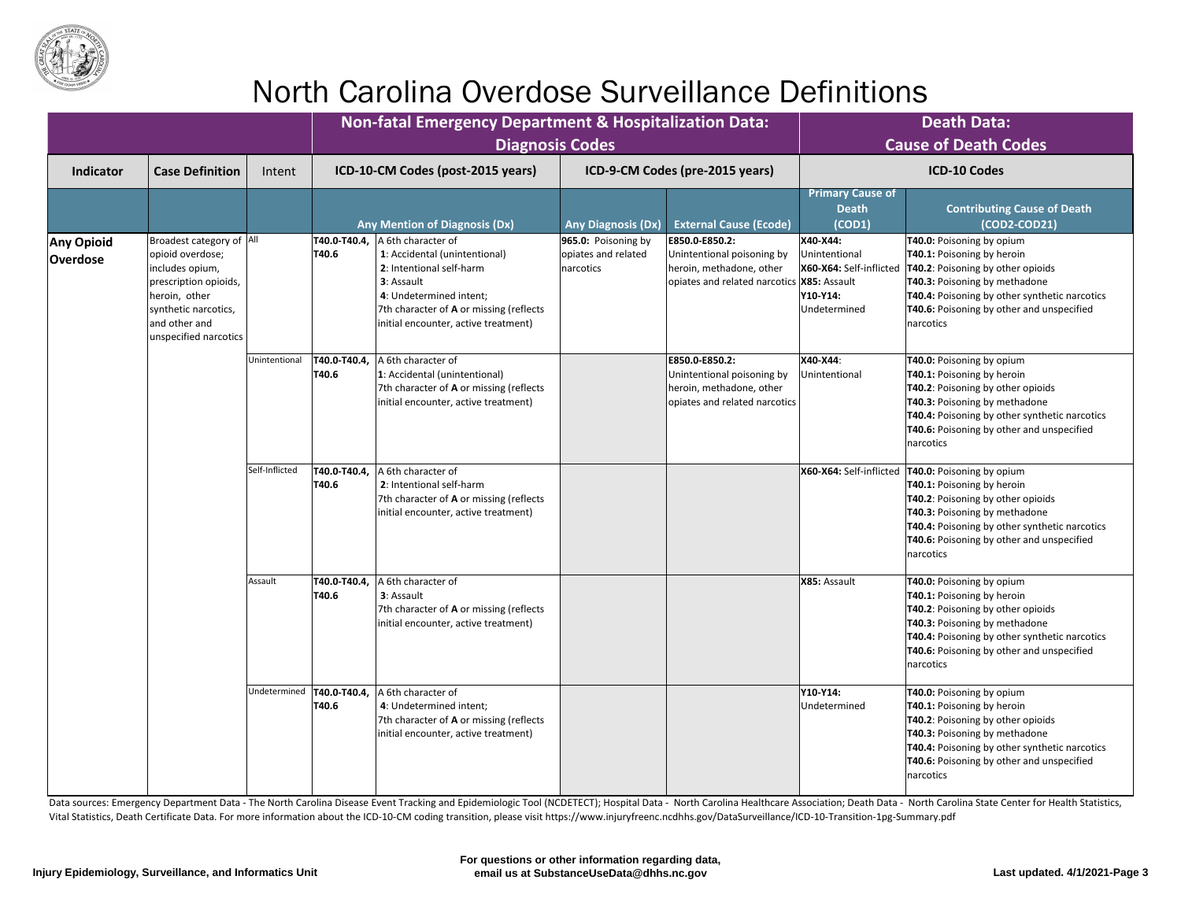# North Carolina Overdose Surveillance Definitions

| Indicator | Case Definition | Intent | Non-fatal Emergency Department & Hospitalization Data: Diagnosis Codes — ICD-10-CM Codes (post-2015 years) | | Non-fatal Emergency Department & Hospitalization Data: Diagnosis Codes — ICD-9-CM Codes (pre-2015 years) | | Death Data: Cause of Death Codes — ICD-10 Codes | |
|---|---|---|---|---|---|---|---|---|
| | | | Any Mention of Diagnosis (Dx) | | Any Diagnosis (Dx) | External Cause (Ecode) | Primary Cause of Death (COD1) | Contributing Cause of Death (COD2-COD21) |
| **Any Opioid Overdose** | Broadest category of opioid overdose; includes opium, prescription opioids, heroin, other synthetic narcotics, and other and unspecified narcotics | All | **T40.0-T40.4, T40.6** | A 6th character of **1**: Accidental (unintentional) **2**: Intentional self-harm **3**: Assault **4**: Undetermined intent; 7th character of **A** or missing (reflects initial encounter, active treatment) | **965.0:** Poisoning by opiates and related narcotics | **E850.0-E850.2:** Unintentional poisoning by heroin, methadone, other opiates and related narcotics | **X40-X44:** Unintentional **X60-X64:** Self-inflicted **X85:** Assault **Y10-Y14:** Undetermined | **T40.0:** Poisoning by opium **T40.1:** Poisoning by heroin **T40.2**: Poisoning by other opioids **T40.3:** Poisoning by methadone **T40.4:** Poisoning by other synthetic narcotics **T40.6:** Poisoning by other and unspecified narcotics |
| | | Unintentional | **T40.0-T40.4, T40.6** | A 6th character of **1**: Accidental (unintentional) 7th character of **A** or missing (reflects initial encounter, active treatment) | | **E850.0-E850.2:** Unintentional poisoning by heroin, methadone, other opiates and related narcotics | **X40-X44**: Unintentional | **T40.0:** Poisoning by opium **T40.1:** Poisoning by heroin **T40.2**: Poisoning by other opioids **T40.3:** Poisoning by methadone **T40.4:** Poisoning by other synthetic narcotics **T40.6:** Poisoning by other and unspecified narcotics |
| | | Self-Inflicted | **T40.0-T40.4, T40.6** | A 6th character of **2**: Intentional self-harm 7th character of **A** or missing (reflects initial encounter, active treatment) | | | **X60-X64:** Self-inflicted | **T40.0:** Poisoning by opium **T40.1:** Poisoning by heroin **T40.2**: Poisoning by other opioids **T40.3:** Poisoning by methadone **T40.4:** Poisoning by other synthetic narcotics **T40.6:** Poisoning by other and unspecified narcotics |
| | | Assault | **T40.0-T40.4, T40.6** | A 6th character of **3**: Assault 7th character of **A** or missing (reflects initial encounter, active treatment) | | | **X85:** Assault | **T40.0:** Poisoning by opium **T40.1:** Poisoning by heroin **T40.2**: Poisoning by other opioids **T40.3:** Poisoning by methadone **T40.4:** Poisoning by other synthetic narcotics **T40.6:** Poisoning by other and unspecified narcotics |
| | | Undetermined | **T40.0-T40.4, T40.6** | A 6th character of **4**: Undetermined intent; 7th character of **A** or missing (reflects initial encounter, active treatment) | | | **Y10-Y14:** Undetermined | **T40.0:** Poisoning by opium **T40.1:** Poisoning by heroin **T40.2**: Poisoning by other opioids **T40.3:** Poisoning by methadone **T40.4:** Poisoning by other synthetic narcotics **T40.6:** Poisoning by other and unspecified narcotics |

Data sources: Emergency Department Data - The North Carolina Disease Event Tracking and Epidemiologic Tool (NCDETECT); Hospital Data - North Carolina Healthcare Association; Death Data - North Carolina State Center for Health Statistics, Vital Statistics, Death Certificate Data. For more information about the ICD-10-CM coding transition, please visit https://www.injuryfreenc.ncdhhs.gov/DataSurveillance/ICD-10-Transition-1pg-Summary.pdf

**Injury Epidemiology, Surveillance, and Informatics Unit**

**For questions or other information regarding data, email us at SubstanceUseData@dhhs.nc.gov**

**Last updated. 4/1/2021**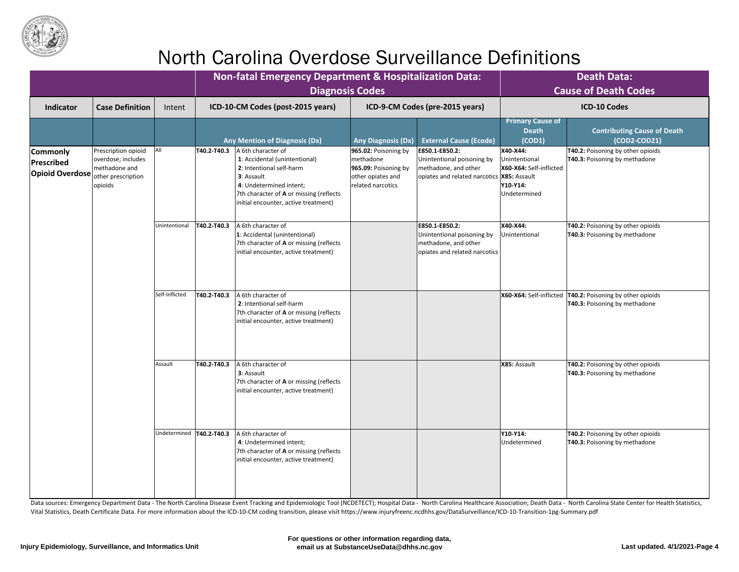# North Carolina Overdose Surveillance Definitions

| Indicator | Case Definition | Intent | Non-fatal Emergency Department & Hospitalization Data: Diagnosis Codes — ICD-10-CM Codes (post-2015 years) | | ICD-9-CM Codes (pre-2015 years) | | Death Data: Cause of Death Codes — ICD-10 Codes | |
|---|---|---|---|---|---|---|---|---|
| | | | Any Mention of Diagnosis (Dx) | | Any Diagnosis (Dx) | External Cause (Ecode) | Primary Cause of Death (COD1) | Contributing Cause of Death (COD2-COD21) |
| **Commonly Prescribed Opioid Overdose** | Prescription opioid overdose; includes methadone and other prescription opioids | All | **T40.2-T40.3** | A 6th character of **1**: Accidental (unintentional) **2**: Intentional self-harm **3**: Assault **4**: Undetermined intent; 7th character of **A** or missing (reflects initial encounter, active treatment) | **965.02:** Poisoning by methadone **965.09:** Poisoning by other opiates and related narcotics | **E850.1-E850.2:** Unintentional poisoning by methadone, and other opiates and related narcotics | **X40-X44:** Unintentional **X60-X64:** Self-inflicted **X85:** Assault **Y10-Y14:** Undetermined | **T40.2:** Poisoning by other opioids **T40.3:** Poisoning by methadone |
| | | Unintentional | **T40.2-T40.3** | A 6th character of **1**: Accidental (unintentional) 7th character of **A** or missing (reflects initial encounter, active treatment) | | **E850.1-E850.2:** Unintentional poisoning by methadone, and other opiates and related narcotics | **X40-X44:** Unintentional | **T40.2:** Poisoning by other opioids **T40.3:** Poisoning by methadone |
| | | Self-Inflicted | **T40.2-T40.3** | A 6th character of **2**: Intentional self-harm 7th character of **A** or missing (reflects initial encounter, active treatment) | | | **X60-X64:** Self-inflicted | **T40.2:** Poisoning by other opioids **T40.3:** Poisoning by methadone |
| | | Assault | **T40.2-T40.3** | A 6th character of **3**: Assault 7th character of **A** or missing (reflects initial encounter, active treatment) | | | **X85:** Assault | **T40.2:** Poisoning by other opioids **T40.3:** Poisoning by methadone |
| | | Undetermined | **T40.2-T40.3** | A 6th character of **4**: Undetermined intent; 7th character of **A** or missing (reflects initial encounter, active treatment) | | | **Y10-Y14:** Undetermined | **T40.2:** Poisoning by other opioids **T40.3:** Poisoning by methadone |

Data sources: Emergency Department Data - The North Carolina Disease Event Tracking and Epidemiologic Tool (NCDETECT); Hospital Data - North Carolina Healthcare Association; Death Data - North Carolina State Center for Health Statistics, Vital Statistics, Death Certificate Data. For more information about the ICD-10-CM coding transition, please visit https://www.injuryfreenc.ncdhhs.gov/DataSurveillance/ICD-10-Transition-1pg-Summary.pdf

**Injury Epidemiology, Surveillance, and Informatics Unit**

**For questions or other information regarding data, email us at SubstanceUseData@dhhs.nc.gov**

**Last updated. 4/1/2021**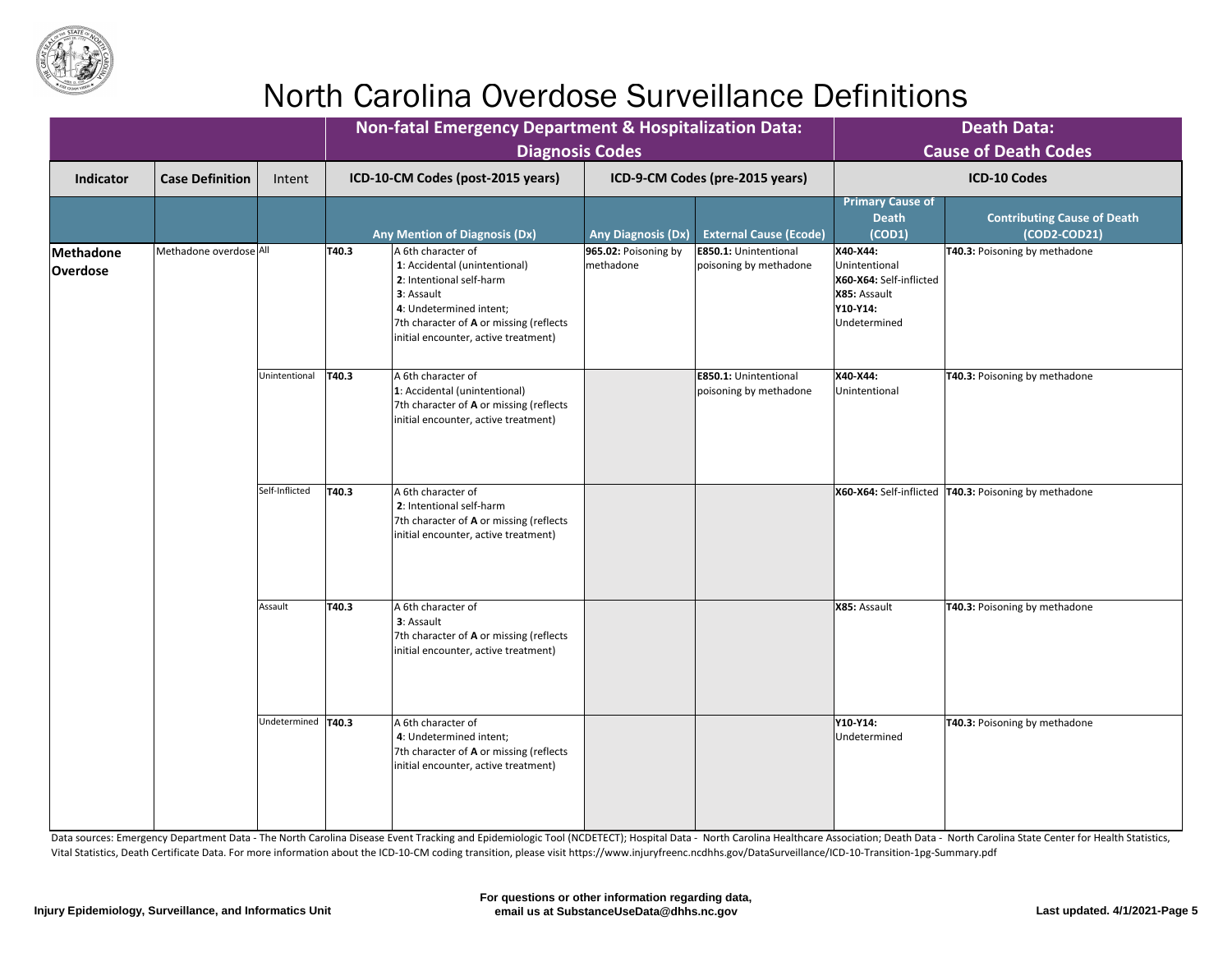# North Carolina Overdose Surveillance Definitions

| | | | Non-fatal Emergency Department & Hospitalization Data: Diagnosis Codes | | | | Death Data: Cause of Death Codes | |
|---|---|---|---|---|---|---|---|---|
| **Indicator** | **Case Definition** | Intent | ICD-10-CM Codes (post-2015 years) | | ICD-9-CM Codes (pre-2015 years) | | ICD-10 Codes | |
| | | | Any Mention of Diagnosis (Dx) | | Any Diagnosis (Dx) | External Cause (Ecode) | Primary Cause of Death (COD1) | Contributing Cause of Death (COD2-COD21) |
| **Methadone Overdose** | Methadone overdose | All | **T40.3** | A 6th character of **1**: Accidental (unintentional) **2**: Intentional self-harm **3**: Assault **4**: Undetermined intent; 7th character of **A** or missing (reflects initial encounter, active treatment) | **965.02:** Poisoning by methadone | **E850.1:** Unintentional poisoning by methadone | **X40-X44:** Unintentional **X60-X64:** Self-inflicted **X85:** Assault **Y10-Y14:** Undetermined | **T40.3:** Poisoning by methadone |
| | | Unintentional | **T40.3** | A 6th character of **1**: Accidental (unintentional) 7th character of **A** or missing (reflects initial encounter, active treatment) | | **E850.1:** Unintentional poisoning by methadone | **X40-X44:** Unintentional | **T40.3:** Poisoning by methadone |
| | | Self-Inflicted | **T40.3** | A 6th character of **2**: Intentional self-harm 7th character of **A** or missing (reflects initial encounter, active treatment) | | | **X60-X64:** Self-inflicted | **T40.3:** Poisoning by methadone |
| | | Assault | **T40.3** | A 6th character of **3**: Assault 7th character of **A** or missing (reflects initial encounter, active treatment) | | | **X85:** Assault | **T40.3:** Poisoning by methadone |
| | | Undetermined | **T40.3** | A 6th character of **4**: Undetermined intent; 7th character of **A** or missing (reflects initial encounter, active treatment) | | | **Y10-Y14:** Undetermined | **T40.3:** Poisoning by methadone |

Data sources: Emergency Department Data - The North Carolina Disease Event Tracking and Epidemiologic Tool (NCDETECT); Hospital Data - North Carolina Healthcare Association; Death Data - North Carolina State Center for Health Statistics, Vital Statistics, Death Certificate Data. For more information about the ICD-10-CM coding transition, please visit https://www.injuryfreenc.ncdhhs.gov/DataSurveillance/ICD-10-Transition-1pg-Summary.pdf

**Injury Epidemiology, Surveillance, and Informatics Unit**

**For questions or other information regarding data, email us at SubstanceUseData@dhhs.nc.gov**

**Last updated. 4/1/2021**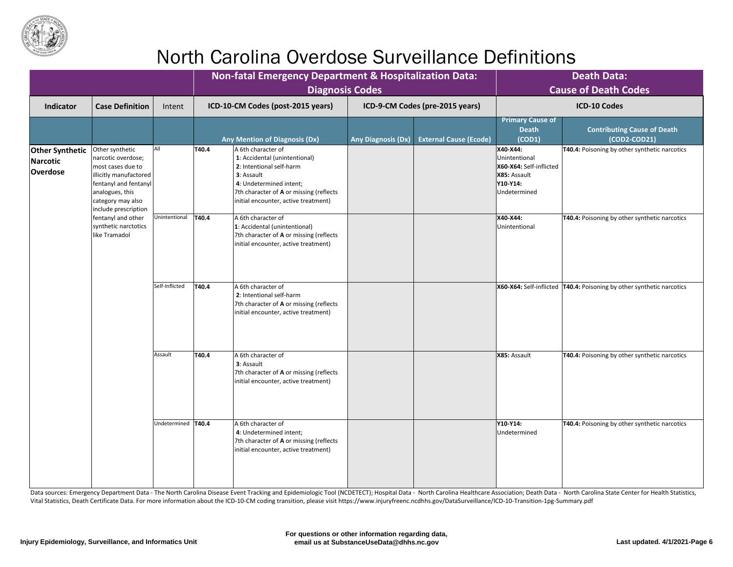# North Carolina Overdose Surveillance Definitions

| | | | Non-fatal Emergency Department & Hospitalization Data: Diagnosis Codes | | | | Death Data: Cause of Death Codes | |
|---|---|---|---|---|---|---|---|---|
| **Indicator** | **Case Definition** | Intent | **ICD-10-CM Codes (post-2015 years)** | | **ICD-9-CM Codes (pre-2015 years)** | | **ICD-10 Codes** | |
| | | | **Any Mention of Diagnosis (Dx)** | | **Any Diagnosis (Dx)** | **External Cause (Ecode)** | **Primary Cause of Death (COD1)** | **Contributing Cause of Death (COD2-COD21)** |
| **Other Synthetic Narcotic Overdose** | Other synthetic narcotic overdose; most cases due to illicitly manufactored fentanyl and fentanyl analogues, this category may also include prescription fentanyl and other synthetic narctotics like Tramadol | All | **T40.4** | A 6th character of **1**: Accidental (unintentional) **2**: Intentional self-harm **3**: Assault **4**: Undetermined intent; 7th character of **A** or missing (reflects initial encounter, active treatment) | | | **X40-X44:** Unintentional **X60-X64:** Self-inflicted **X85:** Assault **Y10-Y14:** Undetermined | **T40.4:** Poisoning by other synthetic narcotics |
| | | Unintentional | **T40.4** | A 6th character of **1**: Accidental (unintentional) 7th character of **A** or missing (reflects initial encounter, active treatment) | | | **X40-X44:** Unintentional | **T40.4:** Poisoning by other synthetic narcotics |
| | | Self-Inflicted | **T40.4** | A 6th character of **2**: Intentional self-harm 7th character of **A** or missing (reflects initial encounter, active treatment) | | | **X60-X64:** Self-inflicted | **T40.4:** Poisoning by other synthetic narcotics |
| | | Assault | **T40.4** | A 6th character of **3**: Assault 7th character of **A** or missing (reflects initial encounter, active treatment) | | | **X85:** Assault | **T40.4:** Poisoning by other synthetic narcotics |
| | | Undetermined | **T40.4** | A 6th character of **4**: Undetermined intent; 7th character of **A** or missing (reflects initial encounter, active treatment) | | | **Y10-Y14:** Undetermined | **T40.4:** Poisoning by other synthetic narcotics |

Data sources: Emergency Department Data - The North Carolina Disease Event Tracking and Epidemiologic Tool (NCDETECT); Hospital Data - North Carolina Healthcare Association; Death Data - North Carolina State Center for Health Statistics, Vital Statistics, Death Certificate Data. For more information about the ICD-10-CM coding transition, please visit https://www.injuryfreenc.ncdhhs.gov/DataSurveillance/ICD-10-Transition-1pg-Summary.pdf

**Injury Epidemiology, Surveillance, and Informatics Unit**

**For questions or other information regarding data, email us at SubstanceUseData@dhhs.nc.gov**

**Last updated. 4/1/2021-Page 6**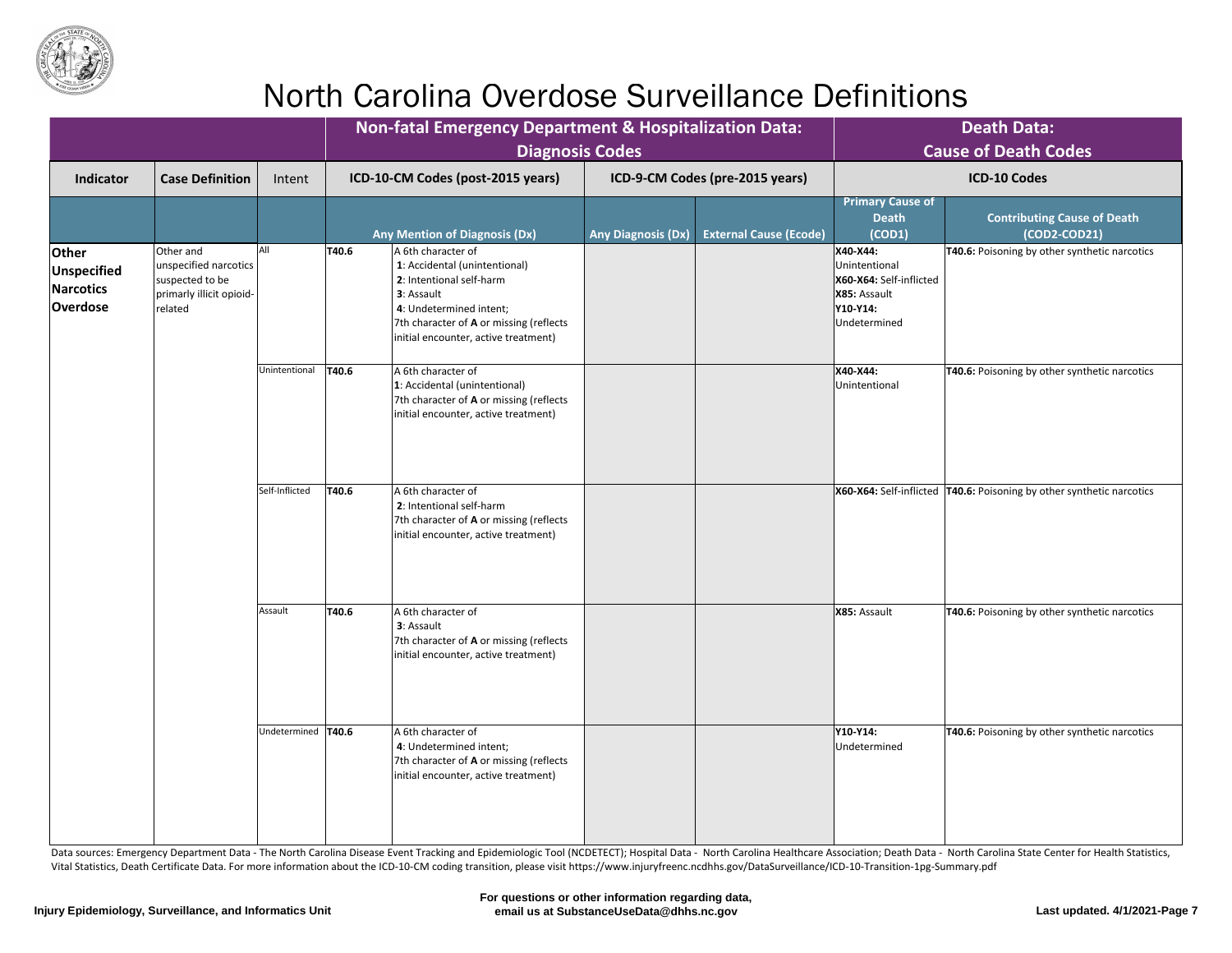# North Carolina Overdose Surveillance Definitions

| | | | Non-fatal Emergency Department & Hospitalization Data: Diagnosis Codes | | | | Death Data: Cause of Death Codes | |
|---|---|---|---|---|---|---|---|---|
| **Indicator** | **Case Definition** | Intent | ICD-10-CM Codes (post-2015 years) | | ICD-9-CM Codes (pre-2015 years) | | ICD-10 Codes | |
| | | | Any Mention of Diagnosis (Dx) | | Any Diagnosis (Dx) | External Cause (Ecode) | Primary Cause of Death (COD1) | Contributing Cause of Death (COD2-COD21) |
| **Other Unspecified Narcotics Overdose** | Other and unspecified narcotics suspected to be primarily illicit opioid-related | All | **T40.6** | A 6th character of **1**: Accidental (unintentional) **2**: Intentional self-harm **3**: Assault **4**: Undetermined intent; 7th character of **A** or missing (reflects initial encounter, active treatment) | | | **X40-X44:** Unintentional **X60-X64:** Self-inflicted **X85:** Assault **Y10-Y14:** Undetermined | **T40.6:** Poisoning by other synthetic narcotics |
| | | Unintentional | **T40.6** | A 6th character of **1**: Accidental (unintentional) 7th character of **A** or missing (reflects initial encounter, active treatment) | | | **X40-X44:** Unintentional | **T40.6:** Poisoning by other synthetic narcotics |
| | | Self-Inflicted | **T40.6** | A 6th character of **2**: Intentional self-harm 7th character of **A** or missing (reflects initial encounter, active treatment) | | | **X60-X64:** Self-inflicted | **T40.6:** Poisoning by other synthetic narcotics |
| | | Assault | **T40.6** | A 6th character of **3**: Assault 7th character of **A** or missing (reflects initial encounter, active treatment) | | | **X85:** Assault | **T40.6:** Poisoning by other synthetic narcotics |
| | | Undetermined | **T40.6** | A 6th character of **4**: Undetermined intent; 7th character of **A** or missing (reflects initial encounter, active treatment) | | | **Y10-Y14:** Undetermined | **T40.6:** Poisoning by other synthetic narcotics |

Data sources: Emergency Department Data - The North Carolina Disease Event Tracking and Epidemiologic Tool (NCDETECT); Hospital Data - North Carolina Healthcare Association; Death Data - North Carolina State Center for Health Statistics, Vital Statistics, Death Certificate Data. For more information about the ICD-10-CM coding transition, please visit https://www.injuryfreenc.ncdhhs.gov/DataSurveillance/ICD-10-Transition-1pg-Summary.pdf

Injury Epidemiology, Surveillance, and Informatics Unit

**For questions or other information regarding data, email us at SubstanceUseData@dhhs.nc.gov**

**Last updated. 4/1/2021**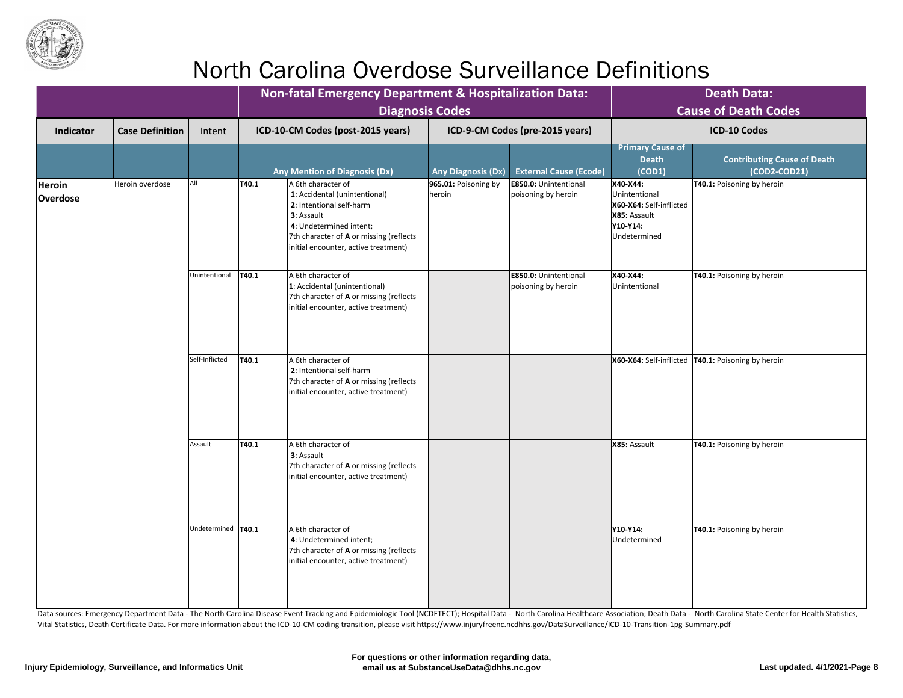# North Carolina Overdose Surveillance Definitions

| | | | Non-fatal Emergency Department & Hospitalization Data: Diagnosis Codes | | | | Death Data: Cause of Death Codes | |
|---|---|---|---|---|---|---|---|---|
| **Indicator** | **Case Definition** | Intent | ICD-10-CM Codes (post-2015 years) | | ICD-9-CM Codes (pre-2015 years) | | ICD-10 Codes | |
| | | | Any Mention of Diagnosis (Dx) | | Any Diagnosis (Dx) | External Cause (Ecode) | Primary Cause of Death (COD1) | Contributing Cause of Death (COD2-COD21) |
| **Heroin Overdose** | Heroin overdose | All | **T40.1** | A 6th character of **1**: Accidental (unintentional) **2**: Intentional self-harm **3**: Assault **4**: Undetermined intent; 7th character of **A** or missing (reflects initial encounter, active treatment) | **965.01:** Poisoning by heroin | **E850.0:** Unintentional poisoning by heroin | **X40-X44:** Unintentional **X60-X64:** Self-inflicted **X85:** Assault **Y10-Y14:** Undetermined | **T40.1:** Poisoning by heroin |
| | | Unintentional | **T40.1** | A 6th character of **1**: Accidental (unintentional) 7th character of **A** or missing (reflects initial encounter, active treatment) | | **E850.0:** Unintentional poisoning by heroin | **X40-X44:** Unintentional | **T40.1:** Poisoning by heroin |
| | | Self-Inflicted | **T40.1** | A 6th character of **2**: Intentional self-harm 7th character of **A** or missing (reflects initial encounter, active treatment) | | | **X60-X64:** Self-inflicted | **T40.1:** Poisoning by heroin |
| | | Assault | **T40.1** | A 6th character of **3**: Assault 7th character of **A** or missing (reflects initial encounter, active treatment) | | | **X85:** Assault | **T40.1:** Poisoning by heroin |
| | | Undetermined | **T40.1** | A 6th character of **4**: Undetermined intent; 7th character of **A** or missing (reflects initial encounter, active treatment) | | | **Y10-Y14:** Undetermined | **T40.1:** Poisoning by heroin |

Data sources: Emergency Department Data - The North Carolina Disease Event Tracking and Epidemiologic Tool (NCDETECT); Hospital Data - North Carolina Healthcare Association; Death Data - North Carolina State Center for Health Statistics, Vital Statistics, Death Certificate Data. For more information about the ICD-10-CM coding transition, please visit https://www.injuryfreenc.ncdhhs.gov/DataSurveillance/ICD-10-Transition-1pg-Summary.pdf

Injury Epidemiology, Surveillance, and Informatics Unit

For questions or other information regarding data, email us at SubstanceUseData@dhhs.nc.gov

Last updated. 4/1/2021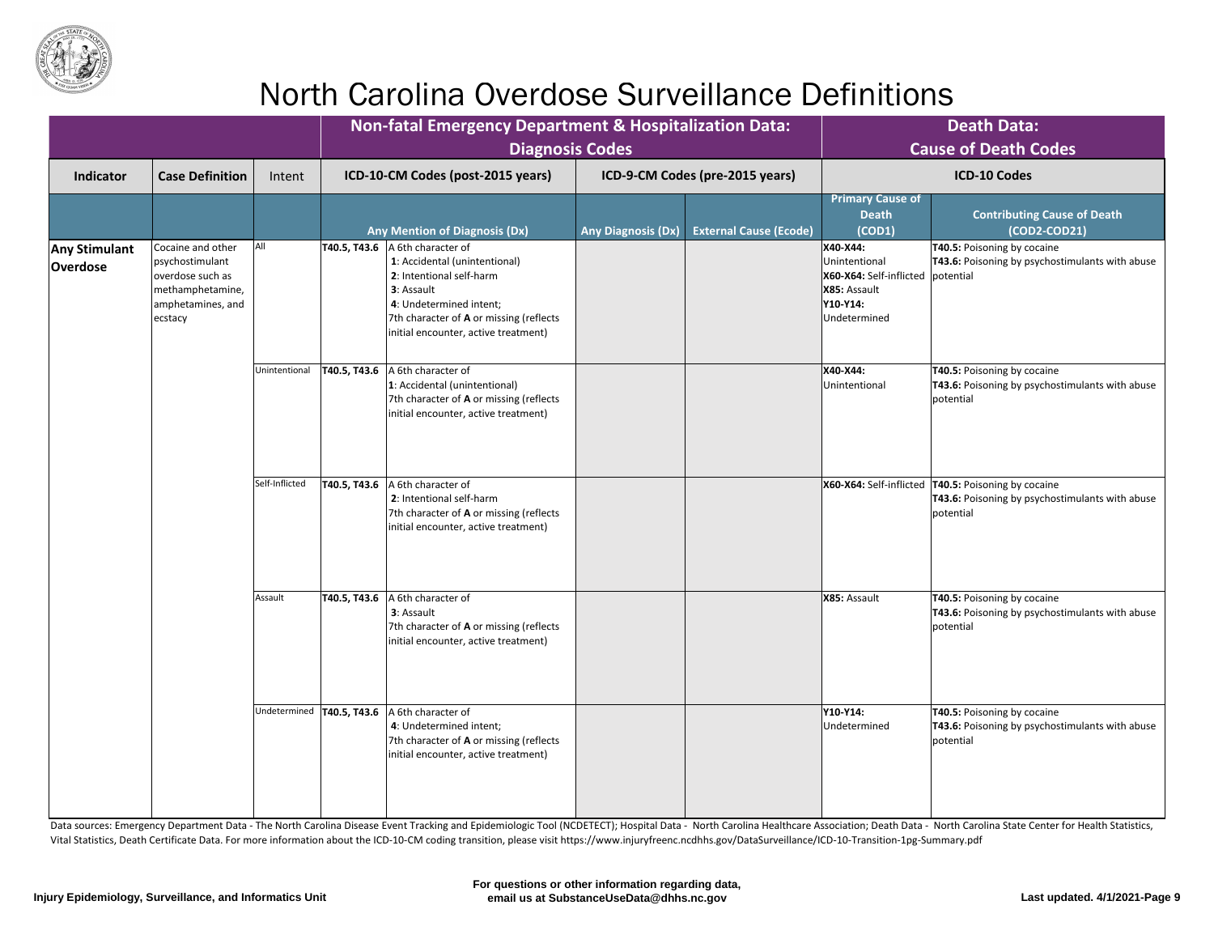# North Carolina Overdose Surveillance Definitions

| | | | Non-fatal Emergency Department & Hospitalization Data: Diagnosis Codes | | | | Death Data: Cause of Death Codes | |
|---|---|---|---|---|---|---|---|---|
| **Indicator** | **Case Definition** | Intent | ICD-10-CM Codes (post-2015 years) | | ICD-9-CM Codes (pre-2015 years) | | ICD-10 Codes | |
| | | | Any Mention of Diagnosis (Dx) | | Any Diagnosis (Dx) | External Cause (Ecode) | Primary Cause of Death (COD1) | Contributing Cause of Death (COD2-COD21) |
| **Any Stimulant Overdose** | Cocaine and other psychostimulant overdose such as methamphetamine, amphetamines, and ecstacy | All | **T40.5, T43.6** | A 6th character of **1**: Accidental (unintentional) **2**: Intentional self-harm **3**: Assault **4**: Undetermined intent; 7th character of **A** or missing (reflects initial encounter, active treatment) | | | **X40-X44:** Unintentional **X60-X64:** Self-inflicted **X85:** Assault **Y10-Y14:** Undetermined | **T40.5:** Poisoning by cocaine **T43.6:** Poisoning by psychostimulants with abuse potential |
| | | Unintentional | **T40.5, T43.6** | A 6th character of **1**: Accidental (unintentional) 7th character of **A** or missing (reflects initial encounter, active treatment) | | | **X40-X44:** Unintentional | **T40.5:** Poisoning by cocaine **T43.6:** Poisoning by psychostimulants with abuse potential |
| | | Self-Inflicted | **T40.5, T43.6** | A 6th character of **2**: Intentional self-harm 7th character of **A** or missing (reflects initial encounter, active treatment) | | | **X60-X64:** Self-inflicted | **T40.5:** Poisoning by cocaine **T43.6:** Poisoning by psychostimulants with abuse potential |
| | | Assault | **T40.5, T43.6** | A 6th character of **3**: Assault 7th character of **A** or missing (reflects initial encounter, active treatment) | | | **X85:** Assault | **T40.5:** Poisoning by cocaine **T43.6:** Poisoning by psychostimulants with abuse potential |
| | | Undetermined | **T40.5, T43.6** | A 6th character of **4**: Undetermined intent; 7th character of **A** or missing (reflects initial encounter, active treatment) | | | **Y10-Y14:** Undetermined | **T40.5:** Poisoning by cocaine **T43.6:** Poisoning by psychostimulants with abuse potential |

Data sources: Emergency Department Data - The North Carolina Disease Event Tracking and Epidemiologic Tool (NCDETECT); Hospital Data - North Carolina Healthcare Association; Death Data - North Carolina State Center for Health Statistics, Vital Statistics, Death Certificate Data. For more information about the ICD-10-CM coding transition, please visit https://www.injuryfreenc.ncdhhs.gov/DataSurveillance/ICD-10-Transition-1pg-Summary.pdf

Injury Epidemiology, Surveillance, and Informatics Unit

**For questions or other information regarding data, email us at SubstanceUseData@dhhs.nc.gov**

**Last updated. 4/1/2021**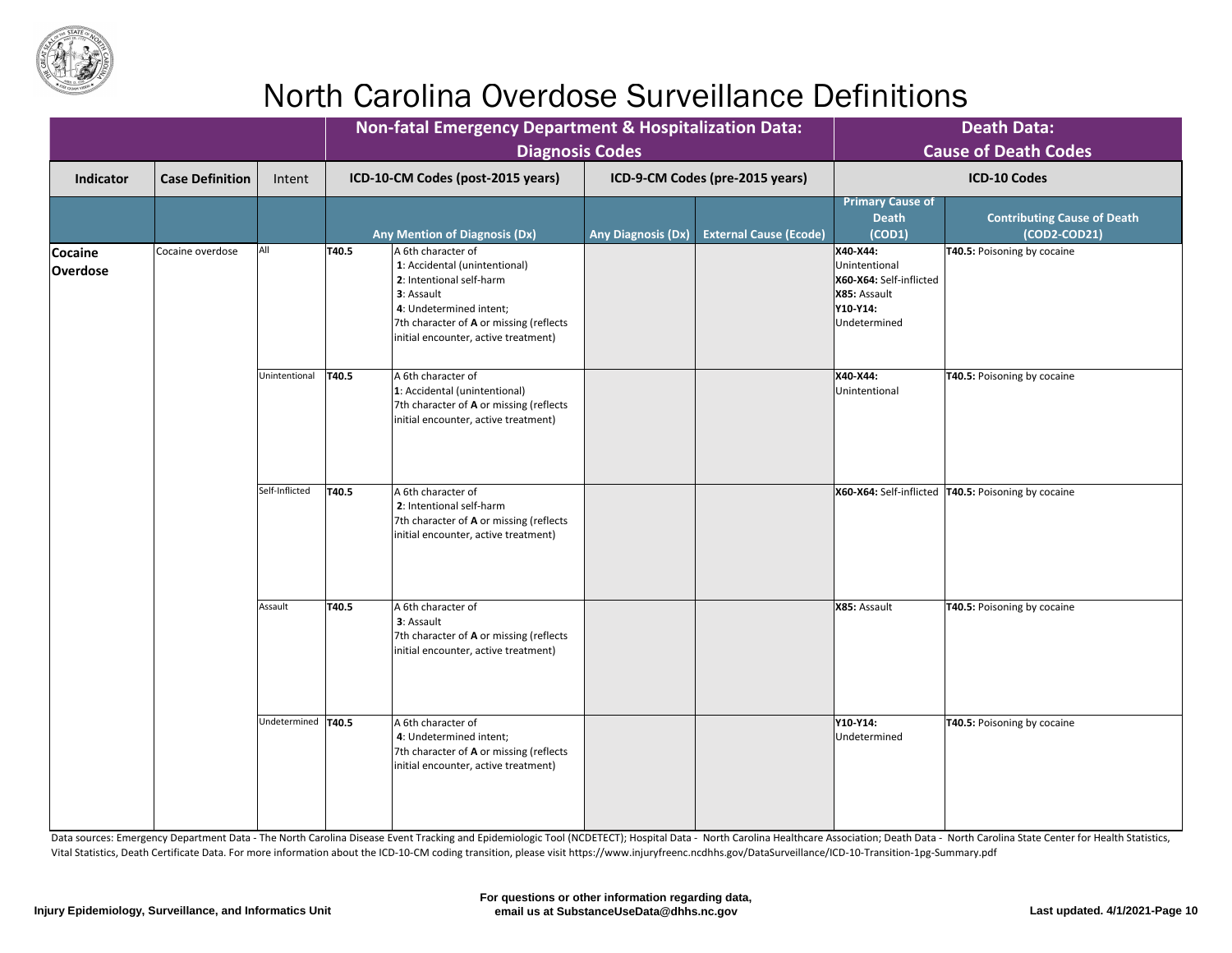# North Carolina Overdose Surveillance Definitions

| | | | Non-fatal Emergency Department & Hospitalization Data: Diagnosis Codes | | | | Death Data: Cause of Death Codes | |
|---|---|---|---|---|---|---|---|---|
| **Indicator** | **Case Definition** | Intent | ICD-10-CM Codes (post-2015 years) | | ICD-9-CM Codes (pre-2015 years) | | ICD-10 Codes | |
| | | | Any Mention of Diagnosis (Dx) | | Any Diagnosis (Dx) | External Cause (Ecode) | Primary Cause of Death (COD1) | Contributing Cause of Death (COD2-COD21) |
| **Cocaine Overdose** | Cocaine overdose | All | **T40.5** | A 6th character of **1**: Accidental (unintentional) **2**: Intentional self-harm **3**: Assault **4**: Undetermined intent; 7th character of **A** or missing (reflects initial encounter, active treatment) | | | **X40-X44:** Unintentional **X60-X64:** Self-inflicted **X85:** Assault **Y10-Y14:** Undetermined | **T40.5:** Poisoning by cocaine |
| | | Unintentional | **T40.5** | A 6th character of **1**: Accidental (unintentional) 7th character of **A** or missing (reflects initial encounter, active treatment) | | | **X40-X44:** Unintentional | **T40.5:** Poisoning by cocaine |
| | | Self-Inflicted | **T40.5** | A 6th character of **2**: Intentional self-harm 7th character of **A** or missing (reflects initial encounter, active treatment) | | | **X60-X64:** Self-inflicted | **T40.5:** Poisoning by cocaine |
| | | Assault | **T40.5** | A 6th character of **3**: Assault 7th character of **A** or missing (reflects initial encounter, active treatment) | | | **X85:** Assault | **T40.5:** Poisoning by cocaine |
| | | Undetermined | **T40.5** | A 6th character of **4**: Undetermined intent; 7th character of **A** or missing (reflects initial encounter, active treatment) | | | **Y10-Y14:** Undetermined | **T40.5:** Poisoning by cocaine |

Data sources: Emergency Department Data - The North Carolina Disease Event Tracking and Epidemiologic Tool (NCDETECT); Hospital Data - North Carolina Healthcare Association; Death Data - North Carolina State Center for Health Statistics, Vital Statistics, Death Certificate Data. For more information about the ICD-10-CM coding transition, please visit https://www.injuryfreenc.ncdhhs.gov/DataSurveillance/ICD-10-Transition-1pg-Summary.pdf

**Injury Epidemiology, Surveillance, and Informatics Unit**

**For questions or other information regarding data, email us at SubstanceUseData@dhhs.nc.gov**

**Last updated. 4/1/2021**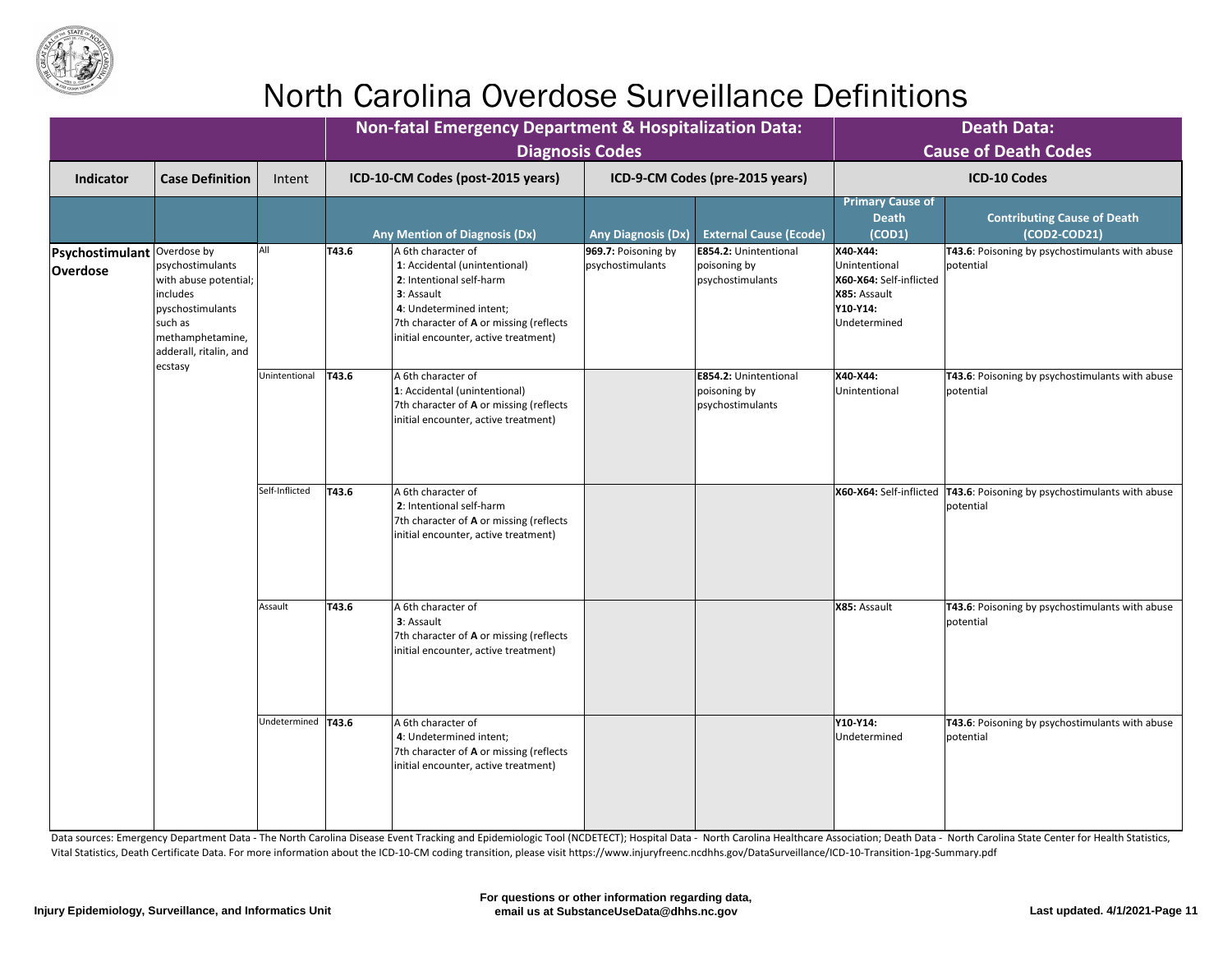# North Carolina Overdose Surveillance Definitions

| | | | Non-fatal Emergency Department & Hospitalization Data: Diagnosis Codes | | | | Death Data: Cause of Death Codes | |
|---|---|---|---|---|---|---|---|---|
| **Indicator** | **Case Definition** | **Intent** | **ICD-10-CM Codes (post-2015 years)** | | **ICD-9-CM Codes (pre-2015 years)** | | **ICD-10 Codes** | |
| | | | **Any Mention of Diagnosis (Dx)** | | **Any Diagnosis (Dx)** | **External Cause (Ecode)** | **Primary Cause of Death (COD1)** | **Contributing Cause of Death (COD2-COD21)** |
| **Psychostimulant Overdose** | Overdose by psychostimulants with abuse potential; includes pyschostimulants such as methamphetamine, adderall, ritalin, and ecstasy | All | **T43.6** | A 6th character of **1**: Accidental (unintentional) **2**: Intentional self-harm **3**: Assault **4**: Undetermined intent; 7th character of **A** or missing (reflects initial encounter, active treatment) | **969.7:** Poisoning by psychostimulants | **E854.2:** Unintentional poisoning by psychostimulants | **X40-X44:** Unintentional **X60-X64:** Self-inflicted **X85:** Assault **Y10-Y14:** Undetermined | **T43.6**: Poisoning by psychostimulants with abuse potential |
| | | Unintentional | **T43.6** | A 6th character of **1**: Accidental (unintentional) 7th character of **A** or missing (reflects initial encounter, active treatment) | | **E854.2:** Unintentional poisoning by psychostimulants | **X40-X44:** Unintentional | **T43.6**: Poisoning by psychostimulants with abuse potential |
| | | Self-Inflicted | **T43.6** | A 6th character of **2**: Intentional self-harm 7th character of **A** or missing (reflects initial encounter, active treatment) | | | **X60-X64:** Self-inflicted | **T43.6**: Poisoning by psychostimulants with abuse potential |
| | | Assault | **T43.6** | A 6th character of **3**: Assault 7th character of **A** or missing (reflects initial encounter, active treatment) | | | **X85:** Assault | **T43.6**: Poisoning by psychostimulants with abuse potential |
| | | Undetermined | **T43.6** | A 6th character of **4**: Undetermined intent; 7th character of **A** or missing (reflects initial encounter, active treatment) | | | **Y10-Y14:** Undetermined | **T43.6**: Poisoning by psychostimulants with abuse potential |

Data sources: Emergency Department Data - The North Carolina Disease Event Tracking and Epidemiologic Tool (NCDETECT); Hospital Data - North Carolina Healthcare Association; Death Data - North Carolina State Center for Health Statistics, Vital Statistics, Death Certificate Data. For more information about the ICD-10-CM coding transition, please visit https://www.injuryfreenc.ncdhhs.gov/DataSurveillance/ICD-10-Transition-1pg-Summary.pdf

**Injury Epidemiology, Surveillance, and Informatics Unit**

**For questions or other information regarding data, email us at SubstanceUseData@dhhs.nc.gov**

**Last updated. 4/1/2021**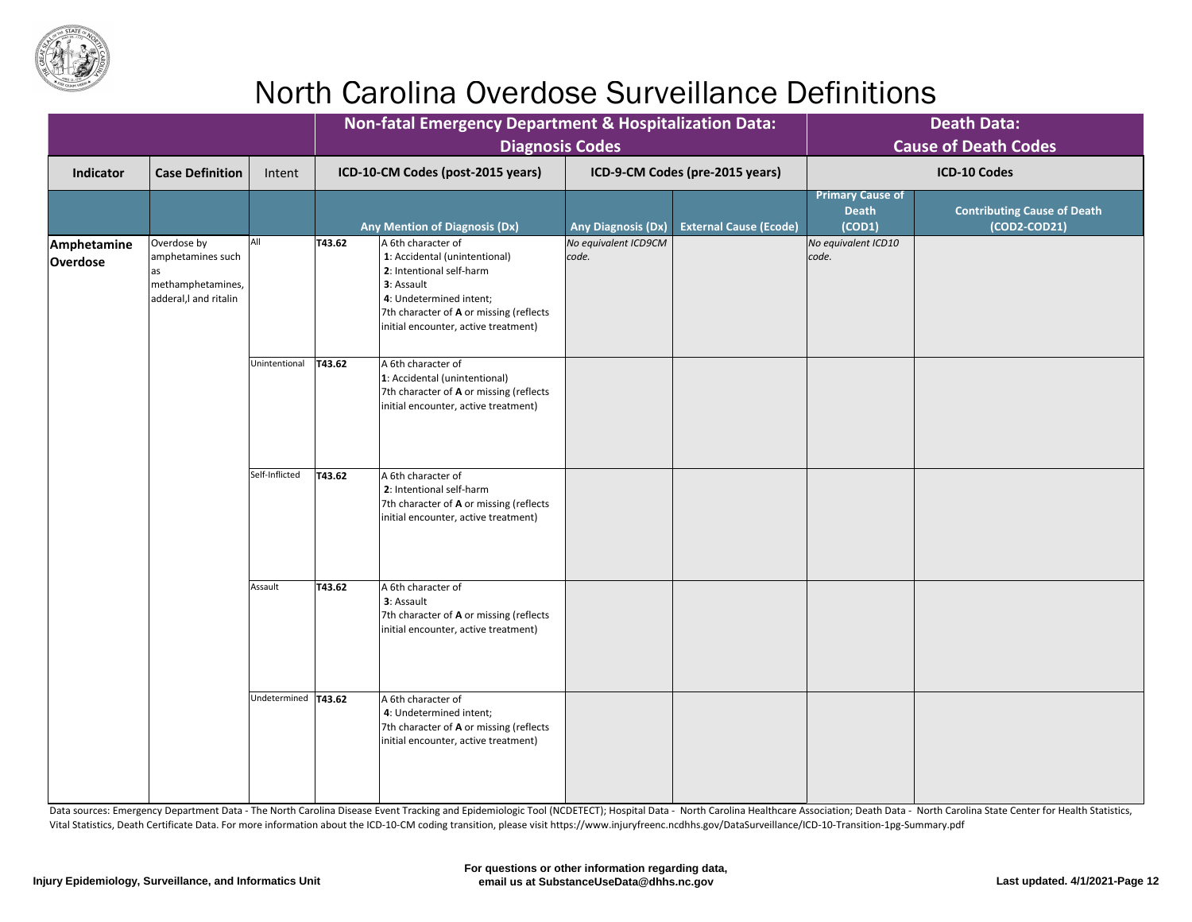# North Carolina Overdose Surveillance Definitions

| | | | Non-fatal Emergency Department & Hospitalization Data: Diagnosis Codes | | | | Death Data: Cause of Death Codes | |
|---|---|---|---|---|---|---|---|---|
| **Indicator** | **Case Definition** | Intent | ICD-10-CM Codes (post-2015 years) | | ICD-9-CM Codes (pre-2015 years) | | ICD-10 Codes | |
| | | | Any Mention of Diagnosis (Dx) | | Any Diagnosis (Dx) | External Cause (Ecode) | Primary Cause of Death (COD1) | Contributing Cause of Death (COD2-COD21) |
| **Amphetamine Overdose** | Overdose by amphetamines such as methamphetamines, adderal,l and ritalin | All | **T43.62** | A 6th character of **1**: Accidental (unintentional) **2**: Intentional self-harm **3**: Assault **4**: Undetermined intent; 7th character of **A** or missing (reflects initial encounter, active treatment) | *No equivalent ICD9CM code.* | | *No equivalent ICD10 code.* | |
| | | Unintentional | **T43.62** | A 6th character of **1**: Accidental (unintentional) 7th character of **A** or missing (reflects initial encounter, active treatment) | | | | |
| | | Self-Inflicted | **T43.62** | A 6th character of **2**: Intentional self-harm 7th character of **A** or missing (reflects initial encounter, active treatment) | | | | |
| | | Assault | **T43.62** | A 6th character of **3**: Assault 7th character of **A** or missing (reflects initial encounter, active treatment) | | | | |
| | | Undetermined | **T43.62** | A 6th character of **4**: Undetermined intent; 7th character of **A** or missing (reflects initial encounter, active treatment) | | | | |

Data sources: Emergency Department Data - The North Carolina Disease Event Tracking and Epidemiologic Tool (NCDETECT); Hospital Data - North Carolina Healthcare Association; Death Data - North Carolina State Center for Health Statistics, Vital Statistics, Death Certificate Data. For more information about the ICD-10-CM coding transition, please visit https://www.injuryfreenc.ncdhhs.gov/DataSurveillance/ICD-10-Transition-1pg-Summary.pdf

**Injury Epidemiology, Surveillance, and Informatics Unit**

**For questions or other information regarding data, email us at SubstanceUseData@dhhs.nc.gov**

**Last updated. 4/1/2021**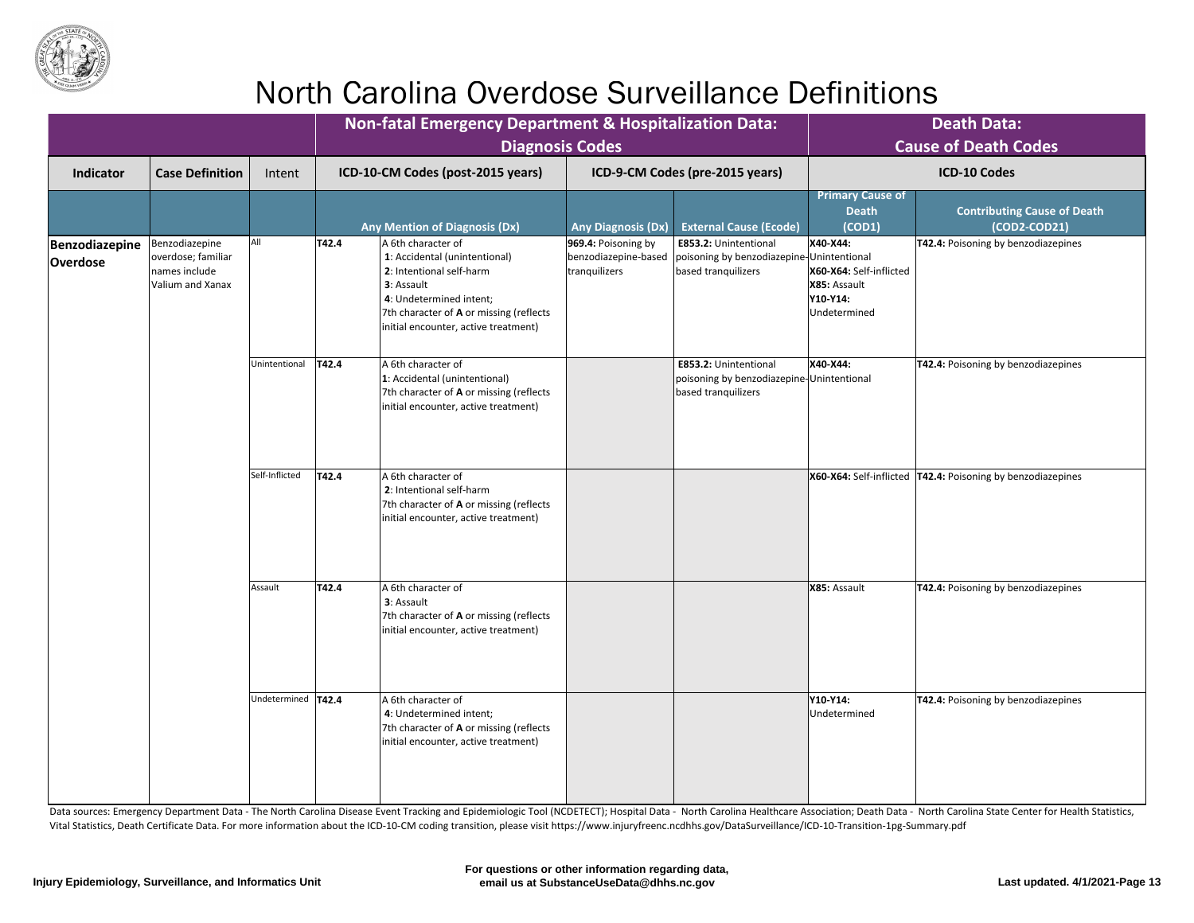# North Carolina Overdose Surveillance Definitions

| | | | Non-fatal Emergency Department & Hospitalization Data: Diagnosis Codes | | | | Death Data: Cause of Death Codes | |
|---|---|---|---|---|---|---|---|---|
| **Indicator** | **Case Definition** | Intent | ICD-10-CM Codes (post-2015 years) | | ICD-9-CM Codes (pre-2015 years) | | ICD-10 Codes | |
| | | | Any Mention of Diagnosis (Dx) | | Any Diagnosis (Dx) | External Cause (Ecode) | Primary Cause of Death (COD1) | Contributing Cause of Death (COD2-COD21) |
| **Benzodiazepine Overdose** | Benzodiazepine overdose; familiar names include Valium and Xanax | All | **T42.4** | A 6th character of **1**: Accidental (unintentional) **2**: Intentional self-harm **3**: Assault **4**: Undetermined intent; 7th character of **A** or missing (reflects initial encounter, active treatment) | **969.4:** Poisoning by benzodiazepine-based tranquilizers | **E853.2:** Unintentional poisoning by benzodiazepine-based tranquilizers | **X40-X44:** Unintentional **X60-X64:** Self-inflicted **X85:** Assault **Y10-Y14:** Undetermined | **T42.4:** Poisoning by benzodiazepines |
| | | Unintentional | **T42.4** | A 6th character of **1**: Accidental (unintentional) 7th character of **A** or missing (reflects initial encounter, active treatment) | | **E853.2:** Unintentional poisoning by benzodiazepine-based tranquilizers | **X40-X44:** Unintentional | **T42.4:** Poisoning by benzodiazepines |
| | | Self-Inflicted | **T42.4** | A 6th character of **2**: Intentional self-harm 7th character of **A** or missing (reflects initial encounter, active treatment) | | | **X60-X64:** Self-inflicted | **T42.4:** Poisoning by benzodiazepines |
| | | Assault | **T42.4** | A 6th character of **3**: Assault 7th character of **A** or missing (reflects initial encounter, active treatment) | | | **X85:** Assault | **T42.4:** Poisoning by benzodiazepines |
| | | Undetermined | **T42.4** | A 6th character of **4**: Undetermined intent; 7th character of **A** or missing (reflects initial encounter, active treatment) | | | **Y10-Y14:** Undetermined | **T42.4:** Poisoning by benzodiazepines |

Data sources: Emergency Department Data - The North Carolina Disease Event Tracking and Epidemiologic Tool (NCDETECT); Hospital Data - North Carolina Healthcare Association; Death Data - North Carolina State Center for Health Statistics, Vital Statistics, Death Certificate Data. For more information about the ICD-10-CM coding transition, please visit https://www.injuryfreenc.ncdhhs.gov/DataSurveillance/ICD-10-Transition-1pg-Summary.pdf

Injury Epidemiology, Surveillance, and Informatics Unit

For questions or other information regarding data, email us at SubstanceUseData@dhhs.nc.gov

Last updated. 4/1/2021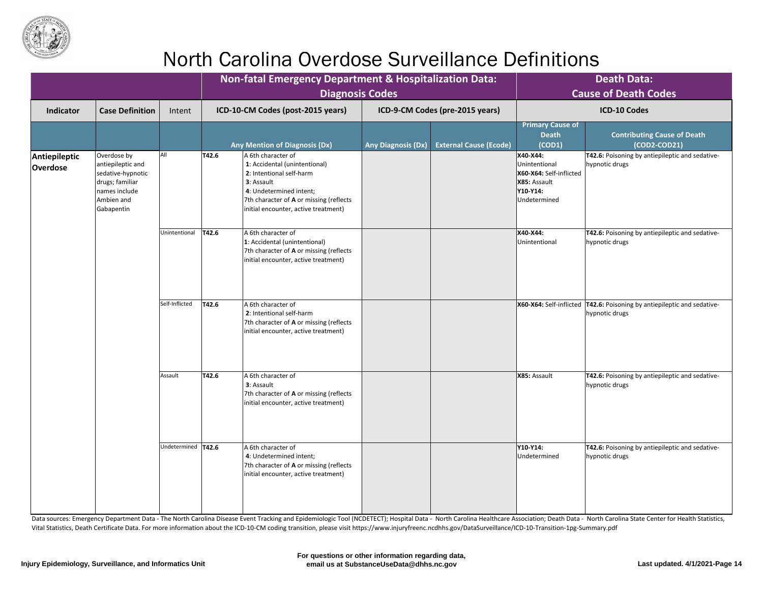# North Carolina Overdose Surveillance Definitions

| | | | Non-fatal Emergency Department & Hospitalization Data: Diagnosis Codes | | | | Death Data: Cause of Death Codes | |
|---|---|---|---|---|---|---|---|---|
| **Indicator** | **Case Definition** | Intent | ICD-10-CM Codes (post-2015 years) | | ICD-9-CM Codes (pre-2015 years) | | ICD-10 Codes | |
| | | | Any Mention of Diagnosis (Dx) | | Any Diagnosis (Dx) | External Cause (Ecode) | Primary Cause of Death (COD1) | Contributing Cause of Death (COD2-COD21) |
| **Antiepileptic Overdose** | Overdose by antiepileptic and sedative-hypnotic drugs; familiar names include Ambien and Gabapentin | All | **T42.6** | A 6th character of **1**: Accidental (unintentional) **2**: Intentional self-harm **3**: Assault **4**: Undetermined intent; 7th character of **A** or missing (reflects initial encounter, active treatment) | | | **X40-X44:** Unintentional **X60-X64:** Self-inflicted **X85:** Assault **Y10-Y14:** Undetermined | **T42.6:** Poisoning by antiepileptic and sedative-hypnotic drugs |
| | | Unintentional | **T42.6** | A 6th character of **1**: Accidental (unintentional) 7th character of **A** or missing (reflects initial encounter, active treatment) | | | **X40-X44:** Unintentional | **T42.6:** Poisoning by antiepileptic and sedative-hypnotic drugs |
| | | Self-Inflicted | **T42.6** | A 6th character of **2**: Intentional self-harm 7th character of **A** or missing (reflects initial encounter, active treatment) | | | **X60-X64:** Self-inflicted | **T42.6:** Poisoning by antiepileptic and sedative-hypnotic drugs |
| | | Assault | **T42.6** | A 6th character of **3**: Assault 7th character of **A** or missing (reflects initial encounter, active treatment) | | | **X85:** Assault | **T42.6:** Poisoning by antiepileptic and sedative-hypnotic drugs |
| | | Undetermined | **T42.6** | A 6th character of **4**: Undetermined intent; 7th character of **A** or missing (reflects initial encounter, active treatment) | | | **Y10-Y14:** Undetermined | **T42.6:** Poisoning by antiepileptic and sedative-hypnotic drugs |

Data sources: Emergency Department Data - The North Carolina Disease Event Tracking and Epidemiologic Tool (NCDETECT); Hospital Data - North Carolina Healthcare Association; Death Data - North Carolina State Center for Health Statistics, Vital Statistics, Death Certificate Data. For more information about the ICD-10-CM coding transition, please visit https://www.injuryfreenc.ncdhhs.gov/DataSurveillance/ICD-10-Transition-1pg-Summary.pdf

**Injury Epidemiology, Surveillance, and Informatics Unit**

**For questions or other information regarding data, email us at SubstanceUseData@dhhs.nc.gov**

**Last updated. 4/1/2021**